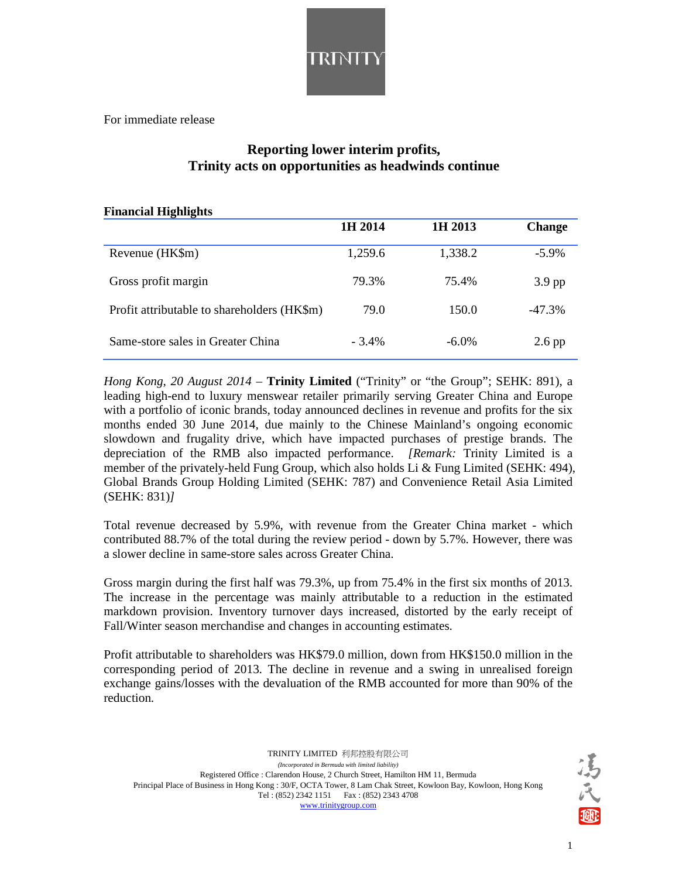For immediate release

# Reporting lower interim profits, Trinity acts on opportunities as headwinds continue

## Financial Highlights

| | 1H 2014 | 1H 2013 | Change |
|---|---|---|---|
| Revenue (HK$m) | 1,259.6 | 1,338.2 | -5.9% |
| Gross profit margin | 79.3% | 75.4% | 3.9 pp |
| Profit attributable to shareholders (HK$m) | 79.0 | 150.0 | -47.3% |
| Same-store sales in Greater China | - 3.4% | -6.0% | 2.6 pp |

*Hong Kong, 20 August 2014* – **Trinity Limited** ("Trinity" or "the Group"; SEHK: 891), a leading high-end to luxury menswear retailer primarily serving Greater China and Europe with a portfolio of iconic brands, today announced declines in revenue and profits for the six months ended 30 June 2014, due mainly to the Chinese Mainland's ongoing economic slowdown and frugality drive, which have impacted purchases of prestige brands. The depreciation of the RMB also impacted performance. *[Remark:* Trinity Limited is a member of the privately-held Fung Group, which also holds Li & Fung Limited (SEHK: 494), Global Brands Group Holding Limited (SEHK: 787) and Convenience Retail Asia Limited (SEHK: 831)*]*

Total revenue decreased by 5.9%, with revenue from the Greater China market - which contributed 88.7% of the total during the review period - down by 5.7%. However, there was a slower decline in same-store sales across Greater China.

Gross margin during the first half was 79.3%, up from 75.4% in the first six months of 2013. The increase in the percentage was mainly attributable to a reduction in the estimated markdown provision. Inventory turnover days increased, distorted by the early receipt of Fall/Winter season merchandise and changes in accounting estimates.

Profit attributable to shareholders was HK$79.0 million, down from HK$150.0 million in the corresponding period of 2013. The decline in revenue and a swing in unrealised foreign exchange gains/losses with the devaluation of the RMB accounted for more than 90% of the reduction.

TRINITY LIMITED 利邦控股有限公司
*(Incorporated in Bermuda with limited liability)*
Registered Office : Clarendon House, 2 Church Street, Hamilton HM 11, Bermuda
Principal Place of Business in Hong Kong : 30/F, OCTA Tower, 8 Lam Chak Street, Kowloon Bay, Kowloon, Hong Kong
Tel : (852) 2342 1151 Fax : (852) 2343 4708
www.trinitygroup.com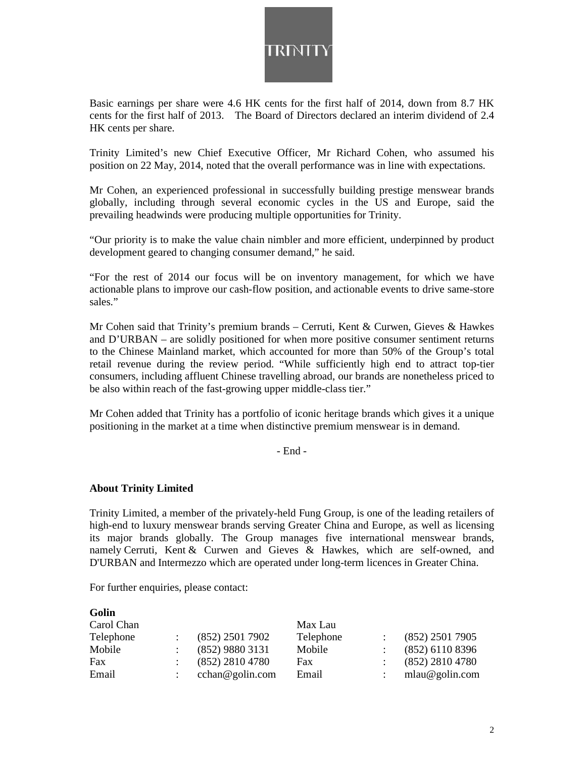Basic earnings per share were 4.6 HK cents for the first half of 2014, down from 8.7 HK cents for the first half of 2013. The Board of Directors declared an interim dividend of 2.4 HK cents per share.

Trinity Limited's new Chief Executive Officer, Mr Richard Cohen, who assumed his position on 22 May, 2014, noted that the overall performance was in line with expectations.

Mr Cohen, an experienced professional in successfully building prestige menswear brands globally, including through several economic cycles in the US and Europe, said the prevailing headwinds were producing multiple opportunities for Trinity.

"Our priority is to make the value chain nimbler and more efficient, underpinned by product development geared to changing consumer demand," he said.

"For the rest of 2014 our focus will be on inventory management, for which we have actionable plans to improve our cash-flow position, and actionable events to drive same-store sales."

Mr Cohen said that Trinity's premium brands – Cerruti, Kent & Curwen, Gieves & Hawkes and D'URBAN – are solidly positioned for when more positive consumer sentiment returns to the Chinese Mainland market, which accounted for more than 50% of the Group's total retail revenue during the review period. "While sufficiently high end to attract top-tier consumers, including affluent Chinese travelling abroad, our brands are nonetheless priced to be also within reach of the fast-growing upper middle-class tier."

Mr Cohen added that Trinity has a portfolio of iconic heritage brands which gives it a unique positioning in the market at a time when distinctive premium menswear is in demand.

- End -

**About Trinity Limited**

Trinity Limited, a member of the privately-held Fung Group, is one of the leading retailers of high-end to luxury menswear brands serving Greater China and Europe, as well as licensing its major brands globally. The Group manages five international menswear brands, namely Cerruti, Kent & Curwen and Gieves & Hawkes, which are self-owned, and D'URBAN and Intermezzo which are operated under long-term licences in Greater China.

For further enquiries, please contact:

**Golin**

| | | | | | |
|---|---|---|---|---|---|
| Carol Chan | | | Max Lau | | |
| Telephone | : | (852) 2501 7902 | Telephone | : | (852) 2501 7905 |
| Mobile | : | (852) 9880 3131 | Mobile | : | (852) 6110 8396 |
| Fax | : | (852) 2810 4780 | Fax | : | (852) 2810 4780 |
| Email | : | cchan@golin.com | Email | : | mlau@golin.com |